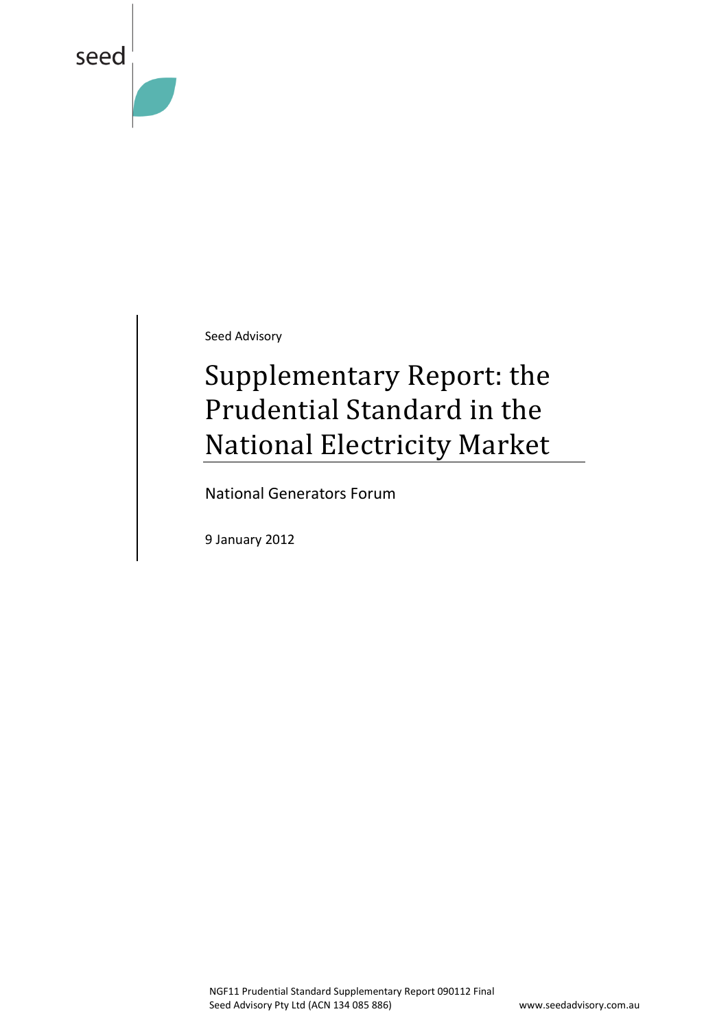seed

Seed Advisory

# Supplementary Report: the Prudential Standard in the National Electricity Market

National Generators Forum

9 January 2012

NGF11 Prudential Standard Supplementary Report 090112 Final
Seed Advisory Pty Ltd (ACN 134 085 886)

www.seedadvisory.com.au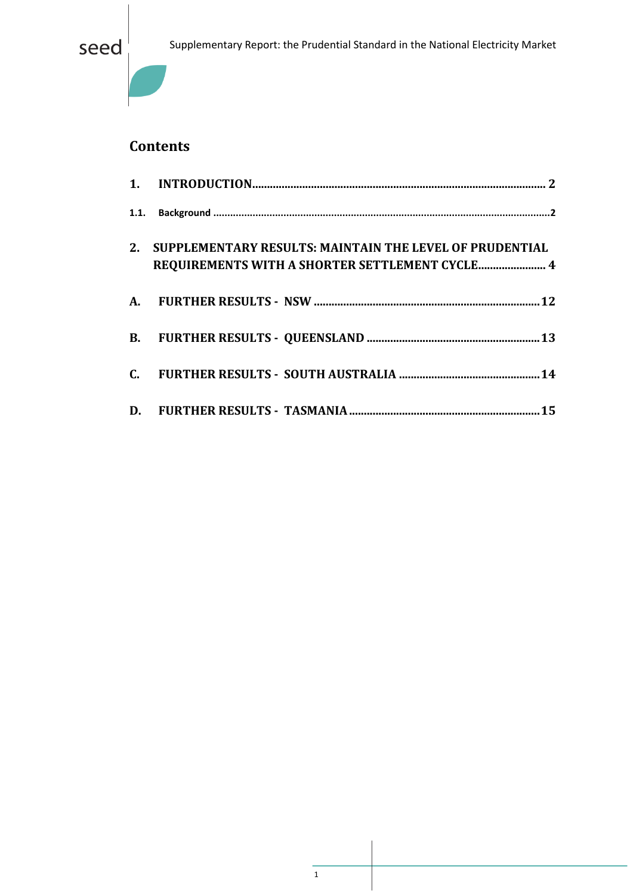## Contents

**1. INTRODUCTION** .......... **2**

**1.1. Background** .......... **2**

**2. SUPPLEMENTARY RESULTS: MAINTAIN THE LEVEL OF PRUDENTIAL REQUIREMENTS WITH A SHORTER SETTLEMENT CYCLE** .......... **4**

**A. FURTHER RESULTS - NSW** .......... **12**

**B. FURTHER RESULTS - QUEENSLAND** .......... **13**

**C. FURTHER RESULTS - SOUTH AUSTRALIA** .......... **14**

**D. FURTHER RESULTS - TASMANIA** .......... **15**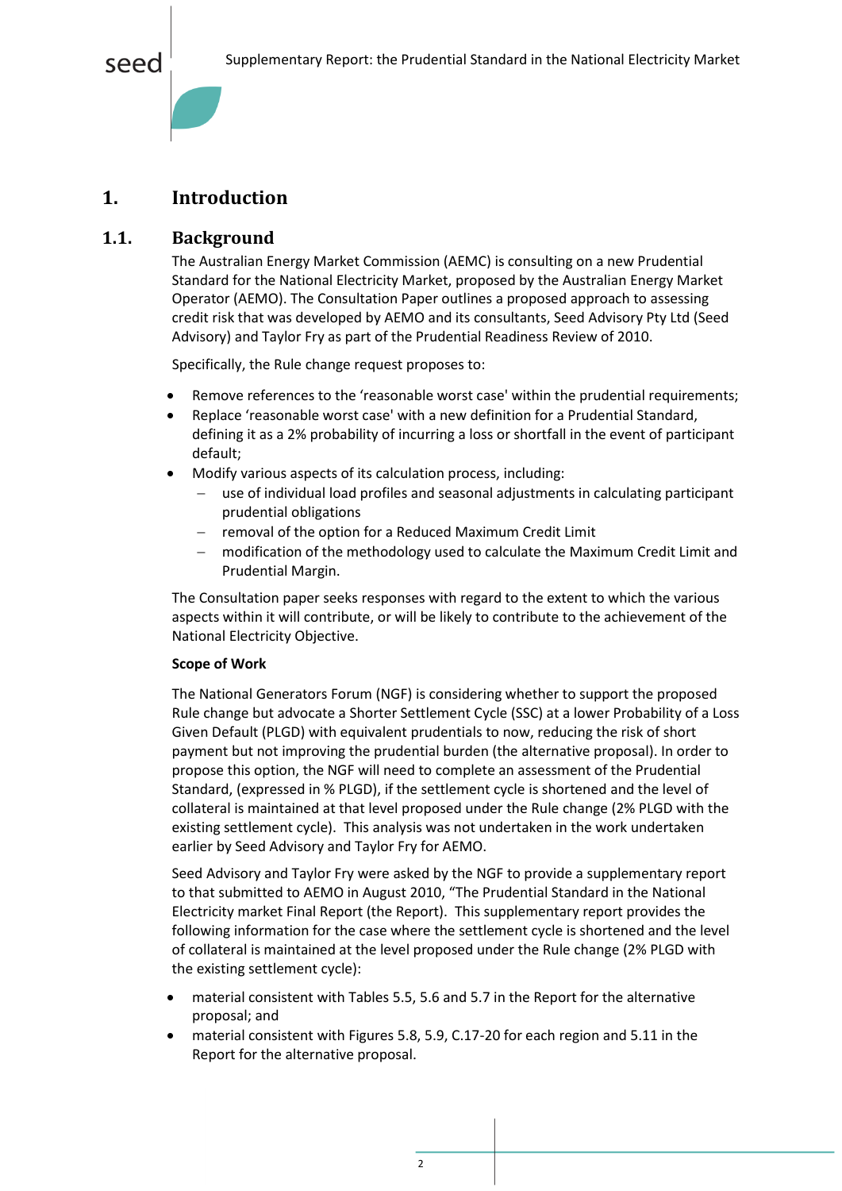# 1. Introduction

## 1.1. Background

The Australian Energy Market Commission (AEMC) is consulting on a new Prudential Standard for the National Electricity Market, proposed by the Australian Energy Market Operator (AEMO). The Consultation Paper outlines a proposed approach to assessing credit risk that was developed by AEMO and its consultants, Seed Advisory Pty Ltd (Seed Advisory) and Taylor Fry as part of the Prudential Readiness Review of 2010.

Specifically, the Rule change request proposes to:

- Remove references to the 'reasonable worst case' within the prudential requirements;
- Replace 'reasonable worst case' with a new definition for a Prudential Standard, defining it as a 2% probability of incurring a loss or shortfall in the event of participant default;
- Modify various aspects of its calculation process, including:
  - use of individual load profiles and seasonal adjustments in calculating participant prudential obligations
  - removal of the option for a Reduced Maximum Credit Limit
  - modification of the methodology used to calculate the Maximum Credit Limit and Prudential Margin.

The Consultation paper seeks responses with regard to the extent to which the various aspects within it will contribute, or will be likely to contribute to the achievement of the National Electricity Objective.

**Scope of Work**

The National Generators Forum (NGF) is considering whether to support the proposed Rule change but advocate a Shorter Settlement Cycle (SSC) at a lower Probability of a Loss Given Default (PLGD) with equivalent prudentials to now, reducing the risk of short payment but not improving the prudential burden (the alternative proposal). In order to propose this option, the NGF will need to complete an assessment of the Prudential Standard, (expressed in % PLGD), if the settlement cycle is shortened and the level of collateral is maintained at that level proposed under the Rule change (2% PLGD with the existing settlement cycle). This analysis was not undertaken in the work undertaken earlier by Seed Advisory and Taylor Fry for AEMO.

Seed Advisory and Taylor Fry were asked by the NGF to provide a supplementary report to that submitted to AEMO in August 2010, "The Prudential Standard in the National Electricity market Final Report (the Report). This supplementary report provides the following information for the case where the settlement cycle is shortened and the level of collateral is maintained at the level proposed under the Rule change (2% PLGD with the existing settlement cycle):

- material consistent with Tables 5.5, 5.6 and 5.7 in the Report for the alternative proposal; and
- material consistent with Figures 5.8, 5.9, C.17-20 for each region and 5.11 in the Report for the alternative proposal.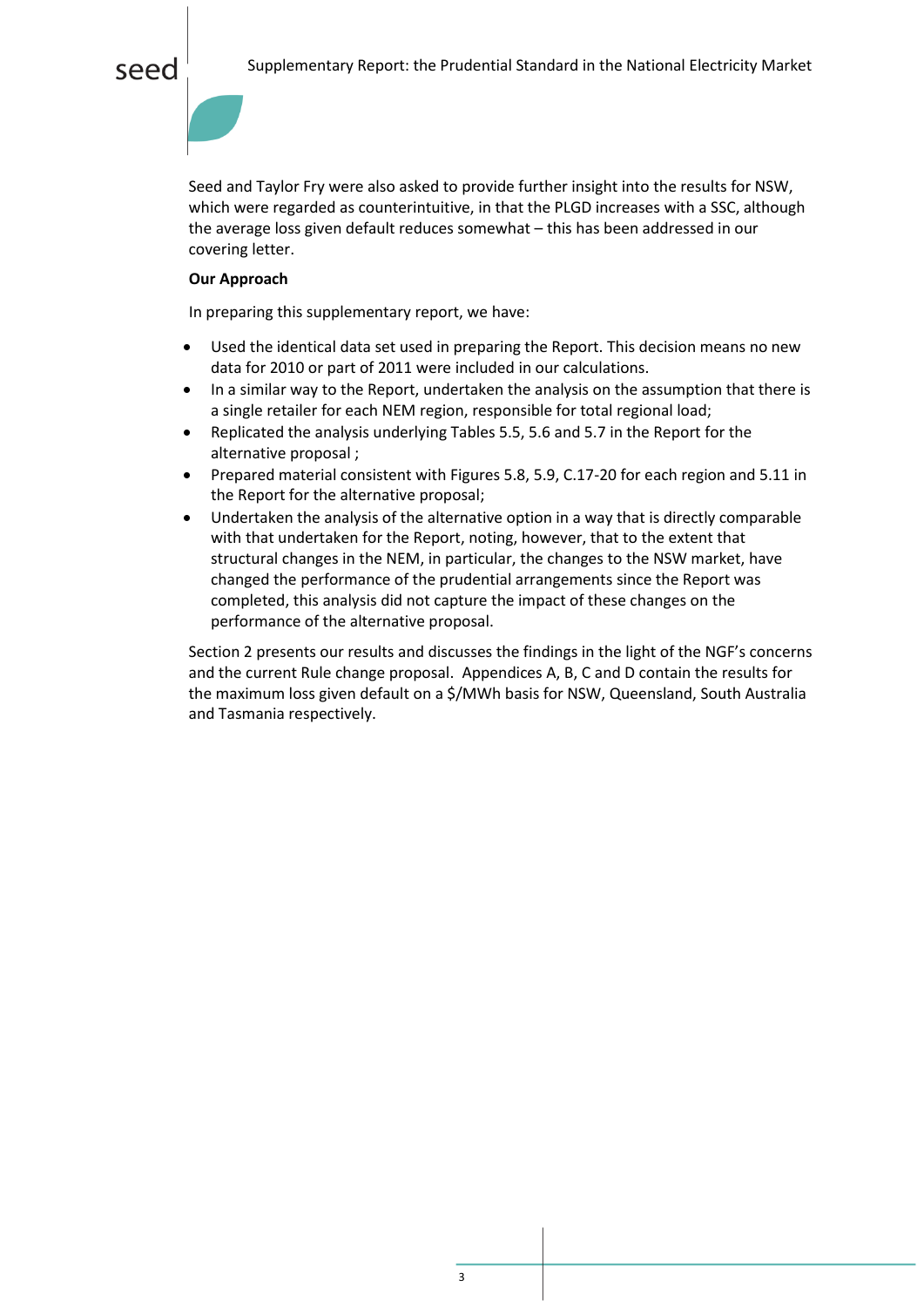Seed and Taylor Fry were also asked to provide further insight into the results for NSW, which were regarded as counterintuitive, in that the PLGD increases with a SSC, although the average loss given default reduces somewhat – this has been addressed in our covering letter.

**Our Approach**

In preparing this supplementary report, we have:

- Used the identical data set used in preparing the Report. This decision means no new data for 2010 or part of 2011 were included in our calculations.
- In a similar way to the Report, undertaken the analysis on the assumption that there is a single retailer for each NEM region, responsible for total regional load;
- Replicated the analysis underlying Tables 5.5, 5.6 and 5.7 in the Report for the alternative proposal ;
- Prepared material consistent with Figures 5.8, 5.9, C.17-20 for each region and 5.11 in the Report for the alternative proposal;
- Undertaken the analysis of the alternative option in a way that is directly comparable with that undertaken for the Report, noting, however, that to the extent that structural changes in the NEM, in particular, the changes to the NSW market, have changed the performance of the prudential arrangements since the Report was completed, this analysis did not capture the impact of these changes on the performance of the alternative proposal.

Section 2 presents our results and discusses the findings in the light of the NGF's concerns and the current Rule change proposal. Appendices A, B, C and D contain the results for the maximum loss given default on a $/MWh basis for NSW, Queensland, South Australia and Tasmania respectively.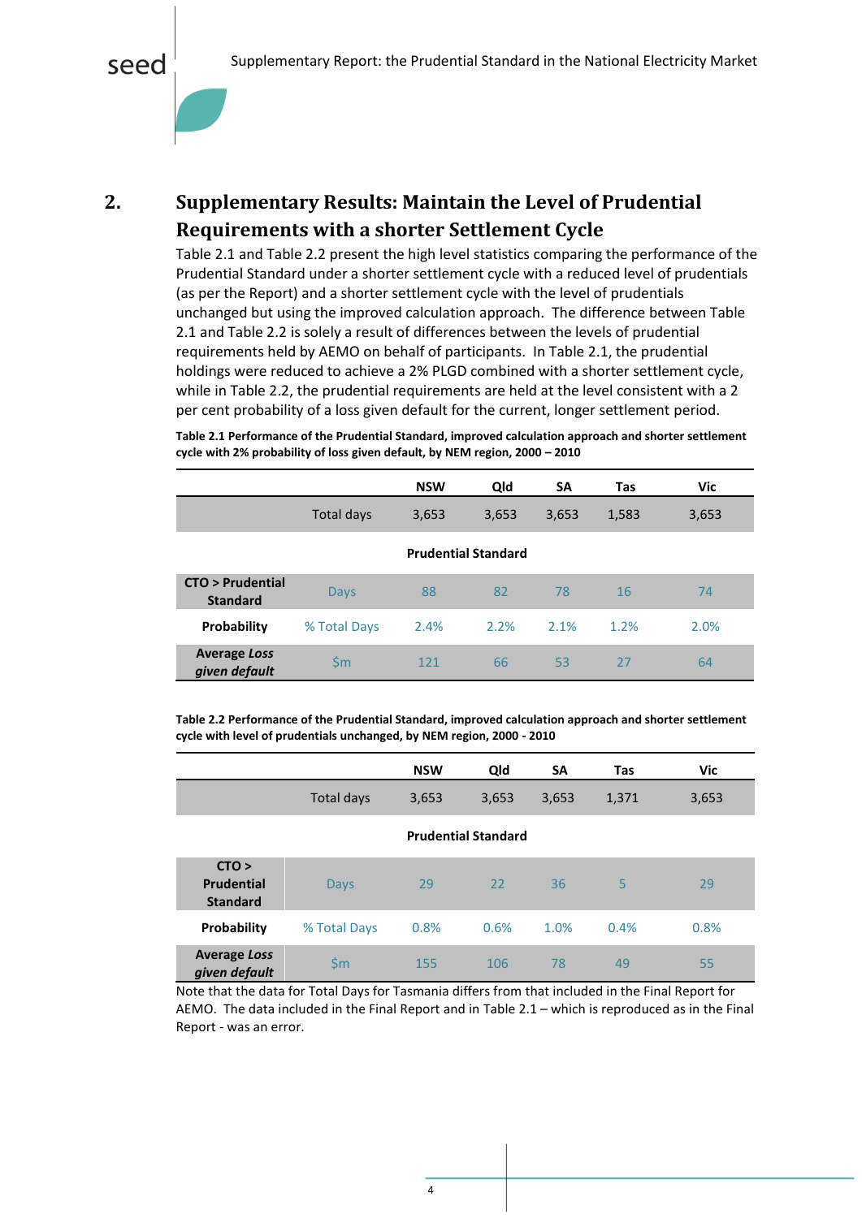## 2. Supplementary Results: Maintain the Level of Prudential Requirements with a shorter Settlement Cycle

Table 2.1 and Table 2.2 present the high level statistics comparing the performance of the Prudential Standard under a shorter settlement cycle with a reduced level of prudentials (as per the Report) and a shorter settlement cycle with the level of prudentials unchanged but using the improved calculation approach. The difference between Table 2.1 and Table 2.2 is solely a result of differences between the levels of prudential requirements held by AEMO on behalf of participants. In Table 2.1, the prudential holdings were reduced to achieve a 2% PLGD combined with a shorter settlement cycle, while in Table 2.2, the prudential requirements are held at the level consistent with a 2 per cent probability of a loss given default for the current, longer settlement period.

**Table 2.1 Performance of the Prudential Standard, improved calculation approach and shorter settlement cycle with 2% probability of loss given default, by NEM region, 2000 – 2010**

| | | NSW | Qld | SA | Tas | Vic |
|---|---|---|---|---|---|---|
| | Total days | 3,653 | 3,653 | 3,653 | 1,583 | 3,653 |
| | | **Prudential Standard** | | | | |
| **CTO > Prudential Standard** | Days | 88 | 82 | 78 | 16 | 74 |
| **Probability** | % Total Days | 2.4% | 2.2% | 2.1% | 1.2% | 2.0% |
| **Average *Loss given default*** | $m | 121 | 66 | 53 | 27 | 64 |

**Table 2.2 Performance of the Prudential Standard, improved calculation approach and shorter settlement cycle with level of prudentials unchanged, by NEM region, 2000 - 2010**

| | | NSW | Qld | SA | Tas | Vic |
|---|---|---|---|---|---|---|
| | Total days | 3,653 | 3,653 | 3,653 | 1,371 | 3,653 |
| | | **Prudential Standard** | | | | |
| **CTO > Prudential Standard** | Days | 29 | 22 | 36 | 5 | 29 |
| **Probability** | % Total Days | 0.8% | 0.6% | 1.0% | 0.4% | 0.8% |
| **Average *Loss given default*** | $m | 155 | 106 | 78 | 49 | 55 |

Note that the data for Total Days for Tasmania differs from that included in the Final Report for AEMO. The data included in the Final Report and in Table 2.1 – which is reproduced as in the Final Report - was an error.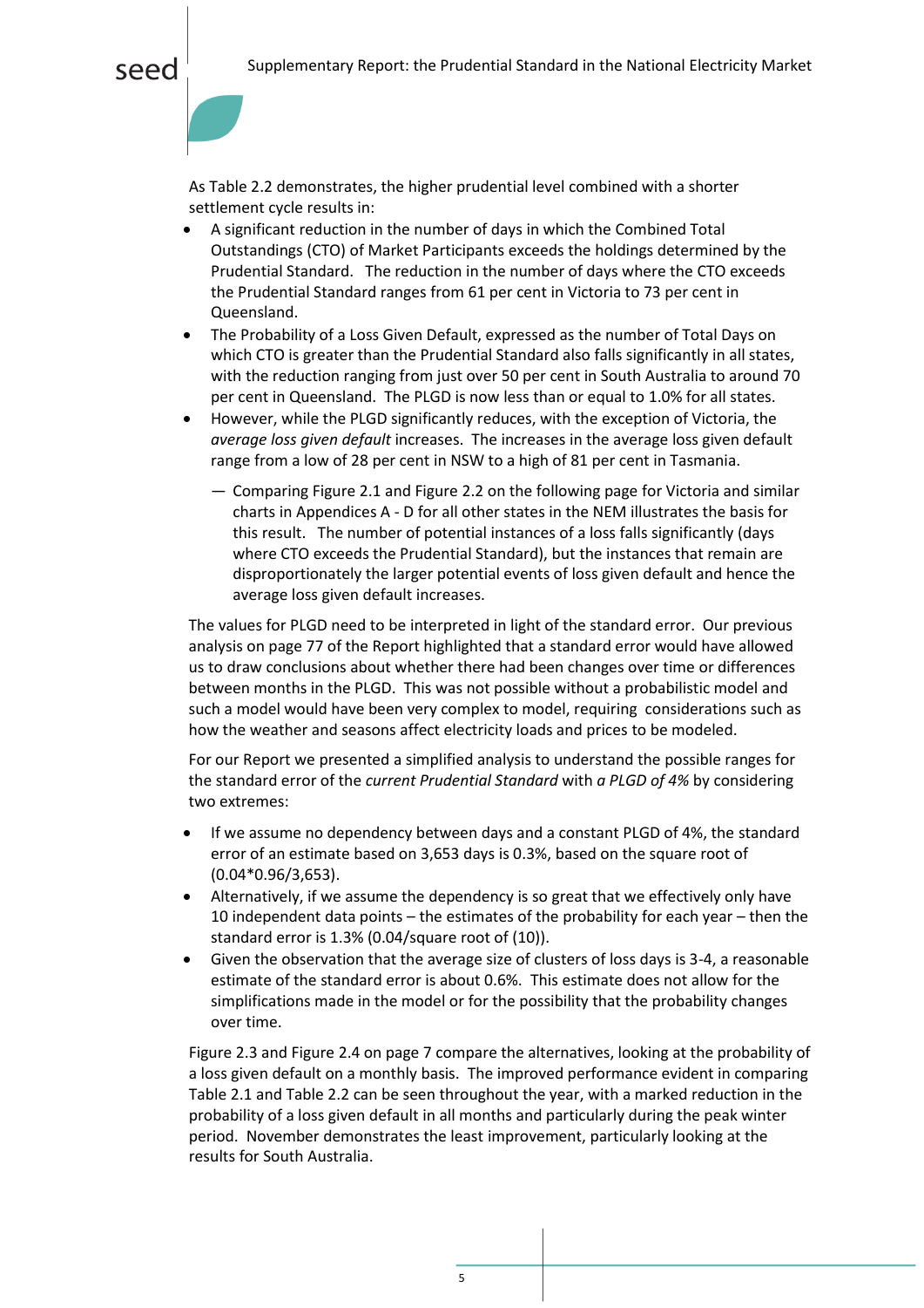As Table 2.2 demonstrates, the higher prudential level combined with a shorter settlement cycle results in:

- A significant reduction in the number of days in which the Combined Total Outstandings (CTO) of Market Participants exceeds the holdings determined by the Prudential Standard. The reduction in the number of days where the CTO exceeds the Prudential Standard ranges from 61 per cent in Victoria to 73 per cent in Queensland.
- The Probability of a Loss Given Default, expressed as the number of Total Days on which CTO is greater than the Prudential Standard also falls significantly in all states, with the reduction ranging from just over 50 per cent in South Australia to around 70 per cent in Queensland. The PLGD is now less than or equal to 1.0% for all states.
- However, while the PLGD significantly reduces, with the exception of Victoria, the *average loss given default* increases. The increases in the average loss given default range from a low of 28 per cent in NSW to a high of 81 per cent in Tasmania.
    - Comparing Figure 2.1 and Figure 2.2 on the following page for Victoria and similar charts in Appendices A - D for all other states in the NEM illustrates the basis for this result. The number of potential instances of a loss falls significantly (days where CTO exceeds the Prudential Standard), but the instances that remain are disproportionately the larger potential events of loss given default and hence the average loss given default increases.

The values for PLGD need to be interpreted in light of the standard error. Our previous analysis on page 77 of the Report highlighted that a standard error would have allowed us to draw conclusions about whether there had been changes over time or differences between months in the PLGD. This was not possible without a probabilistic model and such a model would have been very complex to model, requiring considerations such as how the weather and seasons affect electricity loads and prices to be modeled.

For our Report we presented a simplified analysis to understand the possible ranges for the standard error of the *current Prudential Standard* with *a PLGD of 4%* by considering two extremes:

- If we assume no dependency between days and a constant PLGD of 4%, the standard error of an estimate based on 3,653 days is 0.3%, based on the square root of (0.04*0.96/3,653).
- Alternatively, if we assume the dependency is so great that we effectively only have 10 independent data points – the estimates of the probability for each year – then the standard error is 1.3% (0.04/square root of (10)).
- Given the observation that the average size of clusters of loss days is 3-4, a reasonable estimate of the standard error is about 0.6%. This estimate does not allow for the simplifications made in the model or for the possibility that the probability changes over time.

Figure 2.3 and Figure 2.4 on page 7 compare the alternatives, looking at the probability of a loss given default on a monthly basis. The improved performance evident in comparing Table 2.1 and Table 2.2 can be seen throughout the year, with a marked reduction in the probability of a loss given default in all months and particularly during the peak winter period. November demonstrates the least improvement, particularly looking at the results for South Australia.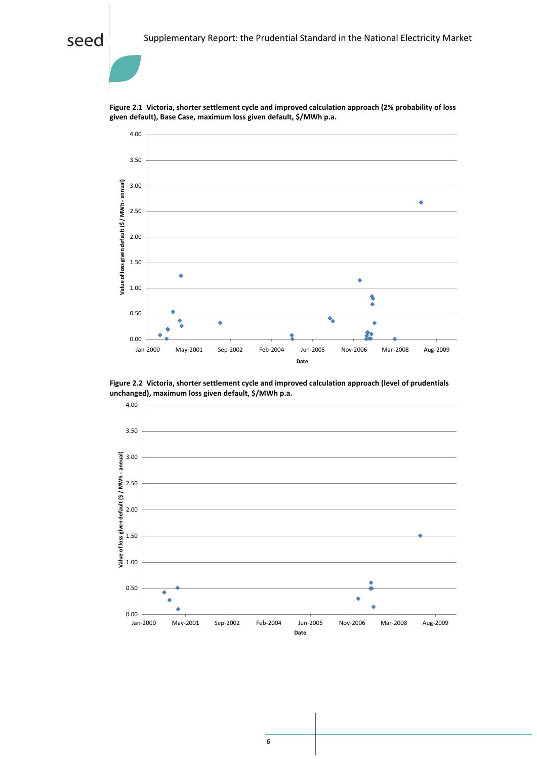**Figure 2.1 Victoria, shorter settlement cycle and improved calculation approach (2% probability of loss given default), Base Case, maximum loss given default, $/MWh p.a.**

**Figure 2.2 Victoria, shorter settlement cycle and improved calculation approach (level of prudentials unchanged), maximum loss given default, $/MWh p.a.**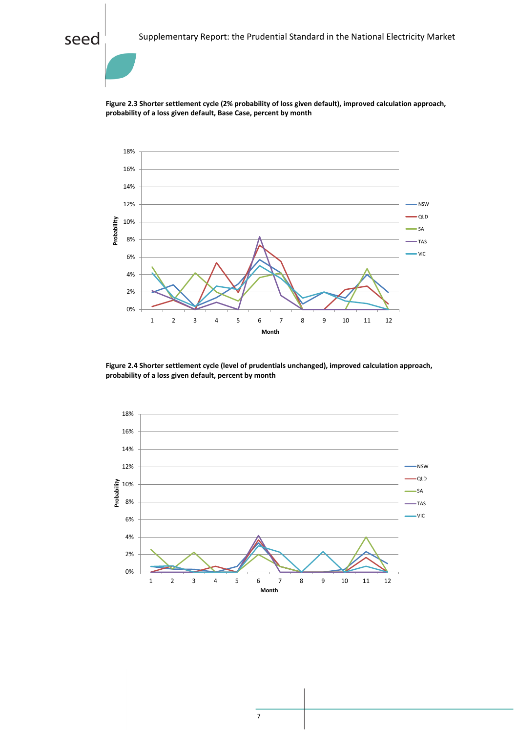**Figure 2.3 Shorter settlement cycle (2% probability of loss given default), improved calculation approach, probability of a loss given default, Base Case, percent by month**

**Figure 2.4 Shorter settlement cycle (level of prudentials unchanged), improved calculation approach, probability of a loss given default, percent by month**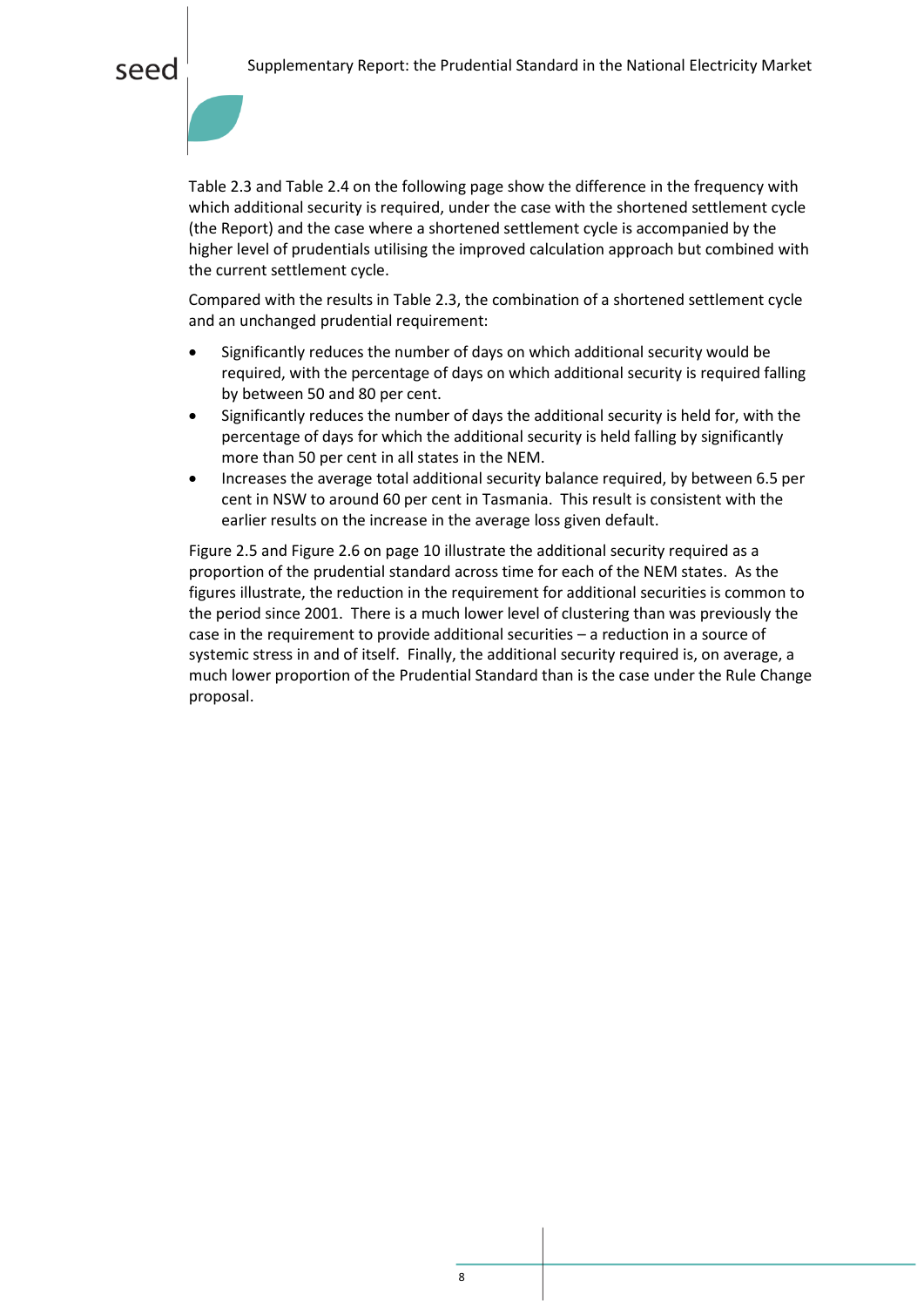Table 2.3 and Table 2.4 on the following page show the difference in the frequency with which additional security is required, under the case with the shortened settlement cycle (the Report) and the case where a shortened settlement cycle is accompanied by the higher level of prudentials utilising the improved calculation approach but combined with the current settlement cycle.

Compared with the results in Table 2.3, the combination of a shortened settlement cycle and an unchanged prudential requirement:

- Significantly reduces the number of days on which additional security would be required, with the percentage of days on which additional security is required falling by between 50 and 80 per cent.
- Significantly reduces the number of days the additional security is held for, with the percentage of days for which the additional security is held falling by significantly more than 50 per cent in all states in the NEM.
- Increases the average total additional security balance required, by between 6.5 per cent in NSW to around 60 per cent in Tasmania. This result is consistent with the earlier results on the increase in the average loss given default.

Figure 2.5 and Figure 2.6 on page 10 illustrate the additional security required as a proportion of the prudential standard across time for each of the NEM states. As the figures illustrate, the reduction in the requirement for additional securities is common to the period since 2001. There is a much lower level of clustering than was previously the case in the requirement to provide additional securities – a reduction in a source of systemic stress in and of itself. Finally, the additional security required is, on average, a much lower proportion of the Prudential Standard than is the case under the Rule Change proposal.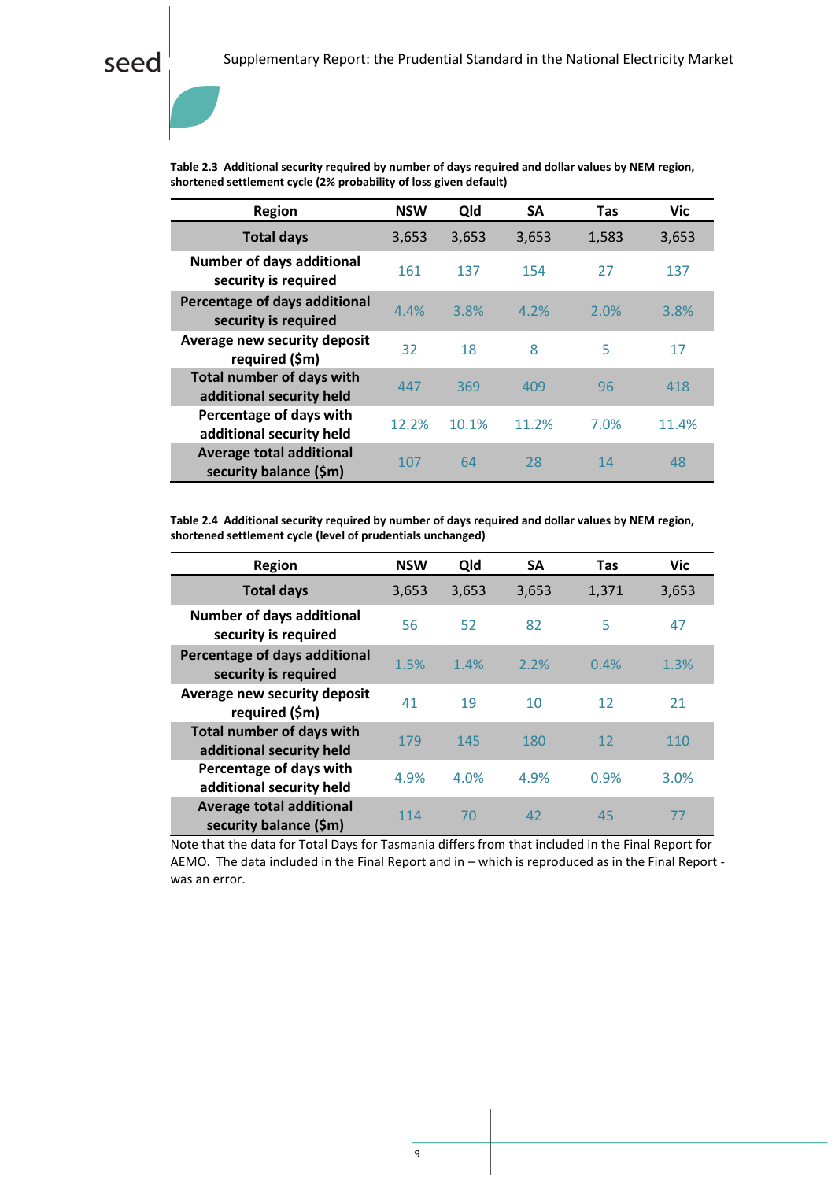**Table 2.3 Additional security required by number of days required and dollar values by NEM region, shortened settlement cycle (2% probability of loss given default)**

| Region | NSW | Qld | SA | Tas | Vic |
|---|---|---|---|---|---|
| Total days | 3,653 | 3,653 | 3,653 | 1,583 | 3,653 |
| Number of days additional security is required | 161 | 137 | 154 | 27 | 137 |
| Percentage of days additional security is required | 4.4% | 3.8% | 4.2% | 2.0% | 3.8% |
| Average new security deposit required ($m) | 32 | 18 | 8 | 5 | 17 |
| Total number of days with additional security held | 447 | 369 | 409 | 96 | 418 |
| Percentage of days with additional security held | 12.2% | 10.1% | 11.2% | 7.0% | 11.4% |
| Average total additional security balance ($m) | 107 | 64 | 28 | 14 | 48 |

**Table 2.4 Additional security required by number of days required and dollar values by NEM region, shortened settlement cycle (level of prudentials unchanged)**

| Region | NSW | Qld | SA | Tas | Vic |
|---|---|---|---|---|---|
| Total days | 3,653 | 3,653 | 3,653 | 1,371 | 3,653 |
| Number of days additional security is required | 56 | 52 | 82 | 5 | 47 |
| Percentage of days additional security is required | 1.5% | 1.4% | 2.2% | 0.4% | 1.3% |
| Average new security deposit required ($m) | 41 | 19 | 10 | 12 | 21 |
| Total number of days with additional security held | 179 | 145 | 180 | 12 | 110 |
| Percentage of days with additional security held | 4.9% | 4.0% | 4.9% | 0.9% | 3.0% |
| Average total additional security balance ($m) | 114 | 70 | 42 | 45 | 77 |

Note that the data for Total Days for Tasmania differs from that included in the Final Report for AEMO. The data included in the Final Report and in – which is reproduced as in the Final Report - was an error.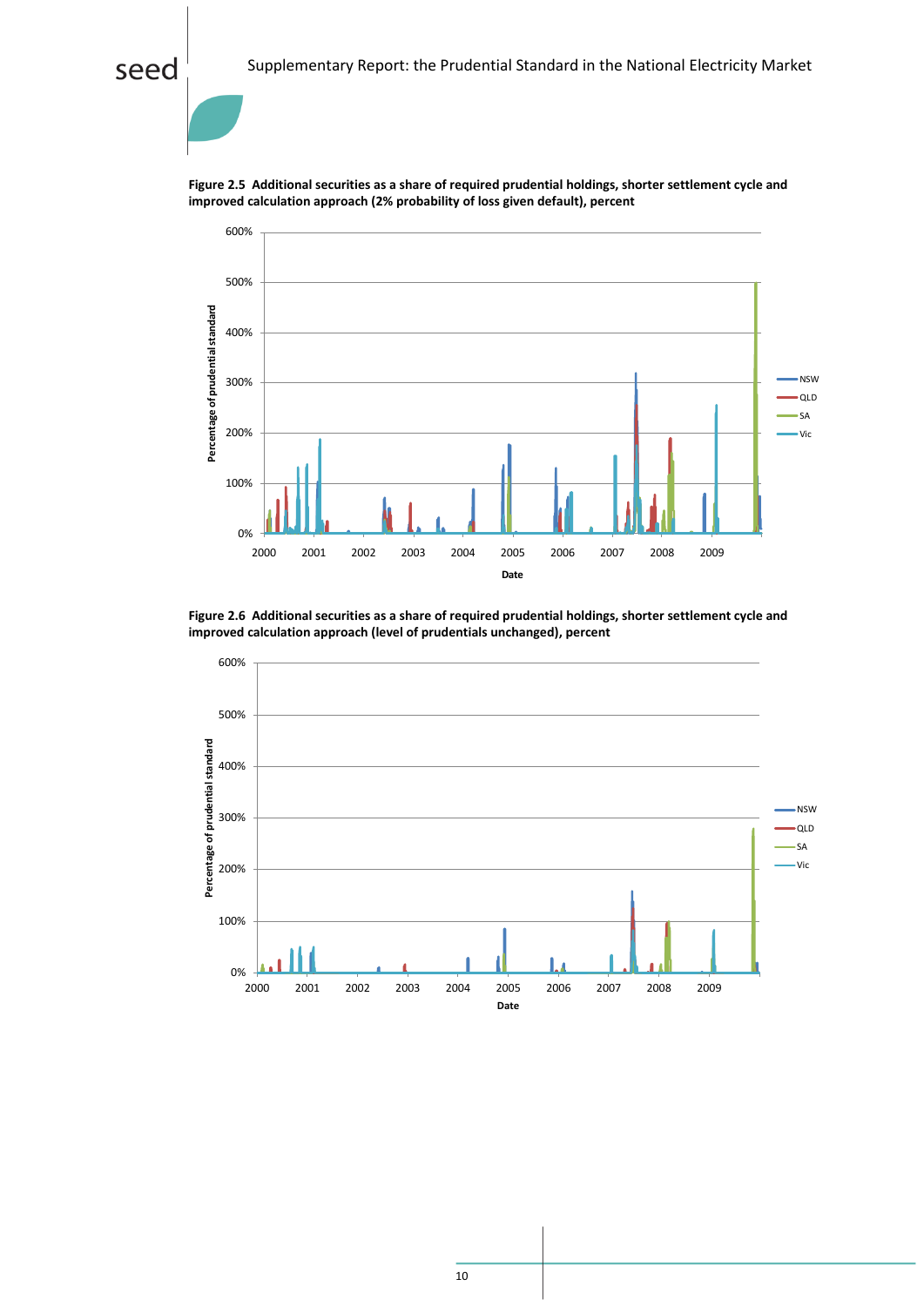**Figure 2.5 Additional securities as a share of required prudential holdings, shorter settlement cycle and improved calculation approach (2% probability of loss given default), percent**

**Figure 2.6 Additional securities as a share of required prudential holdings, shorter settlement cycle and improved calculation approach (level of prudentials unchanged), percent**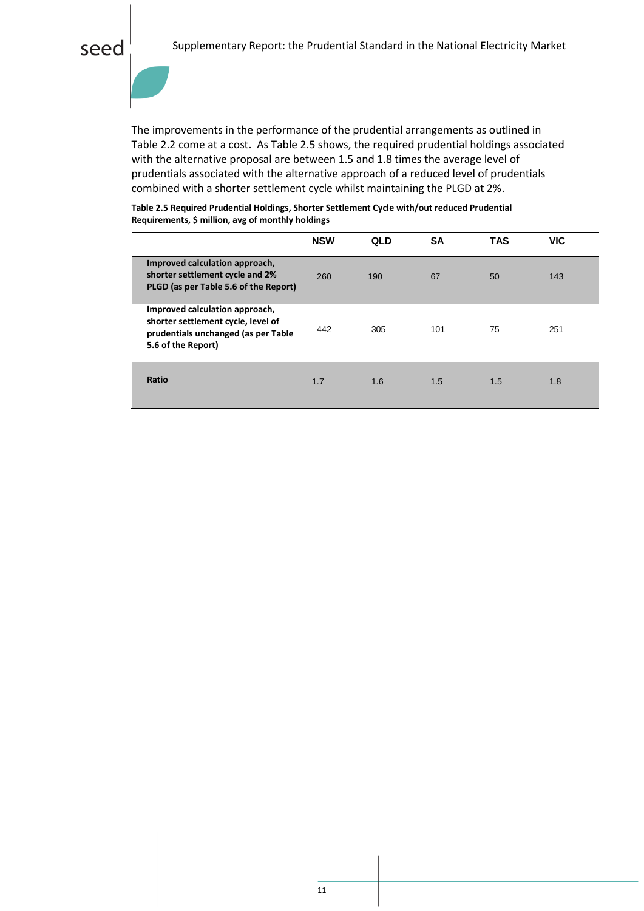The improvements in the performance of the prudential arrangements as outlined in Table 2.2 come at a cost. As Table 2.5 shows, the required prudential holdings associated with the alternative proposal are between 1.5 and 1.8 times the average level of prudentials associated with the alternative approach of a reduced level of prudentials combined with a shorter settlement cycle whilst maintaining the PLGD at 2%.

**Table 2.5 Required Prudential Holdings, Shorter Settlement Cycle with/out reduced Prudential Requirements, $ million, avg of monthly holdings**

| | NSW | QLD | SA | TAS | VIC |
|---|---|---|---|---|---|
| **Improved calculation approach, shorter settlement cycle and 2% PLGD (as per Table 5.6 of the Report)** | 260 | 190 | 67 | 50 | 143 |
| **Improved calculation approach, shorter settlement cycle, level of prudentials unchanged (as per Table 5.6 of the Report)** | 442 | 305 | 101 | 75 | 251 |
| **Ratio** | 1.7 | 1.6 | 1.5 | 1.5 | 1.8 |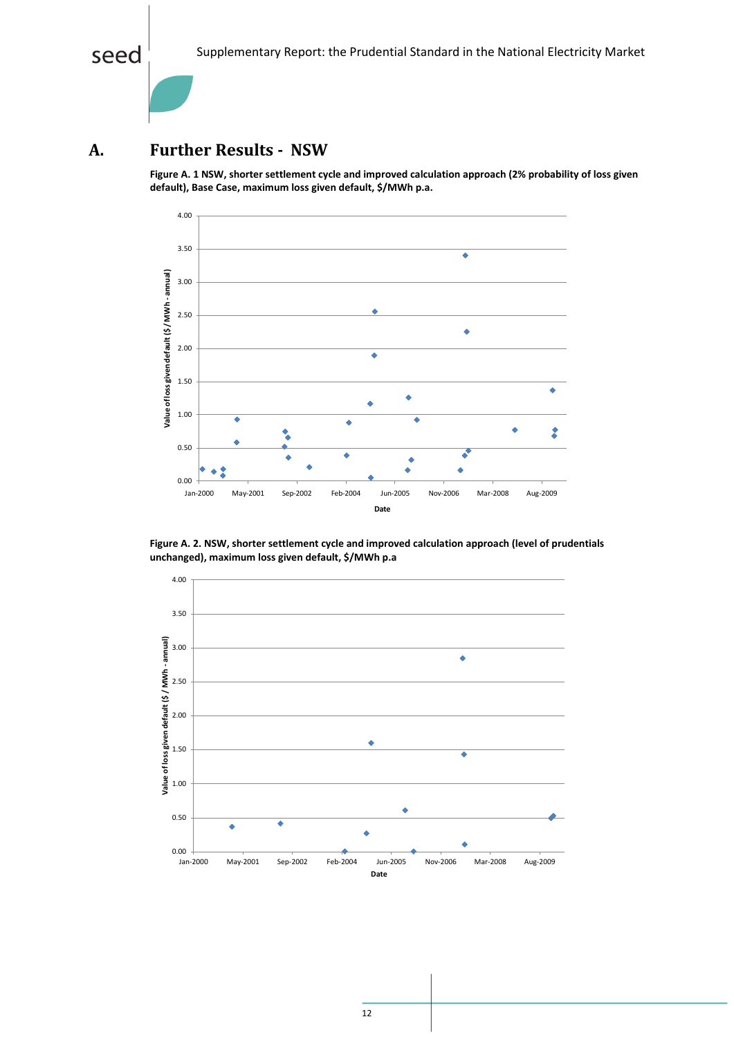# A. Further Results - NSW

**Figure A. 1 NSW, shorter settlement cycle and improved calculation approach (2% probability of loss given default), Base Case, maximum loss given default, $/MWh p.a.**

**Figure A. 2. NSW, shorter settlement cycle and improved calculation approach (level of prudentials unchanged), maximum loss given default, $/MWh p.a**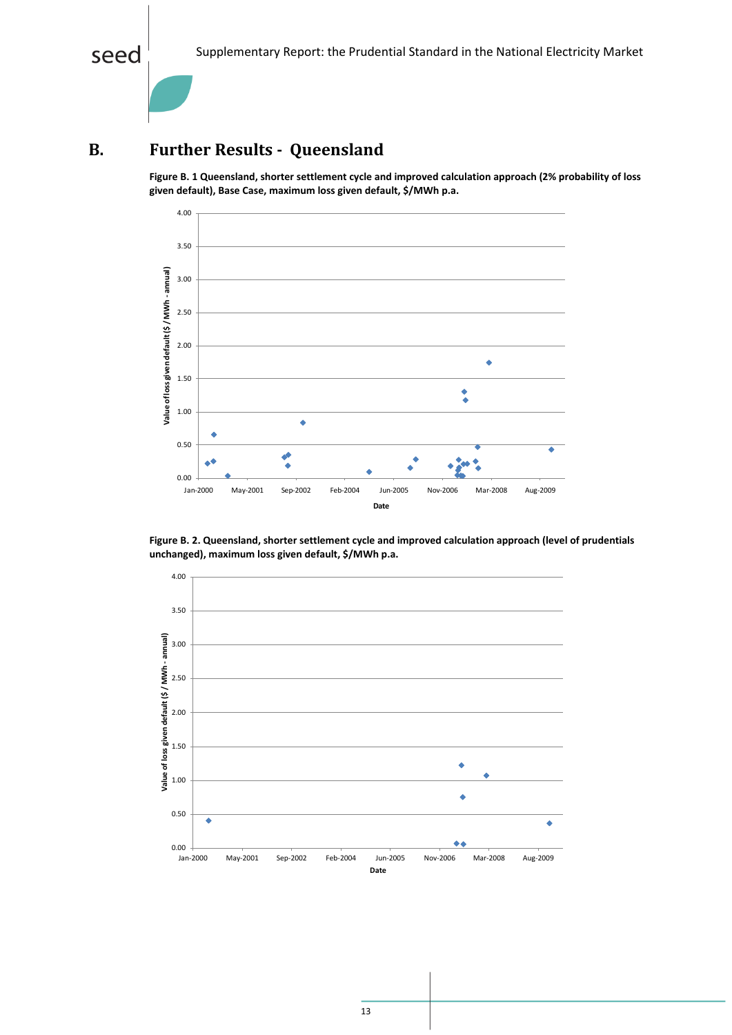# B. Further Results - Queensland

**Figure B. 1 Queensland, shorter settlement cycle and improved calculation approach (2% probability of loss given default), Base Case, maximum loss given default, $/MWh p.a.**

**Figure B. 2. Queensland, shorter settlement cycle and improved calculation approach (level of prudentials unchanged), maximum loss given default, $/MWh p.a.**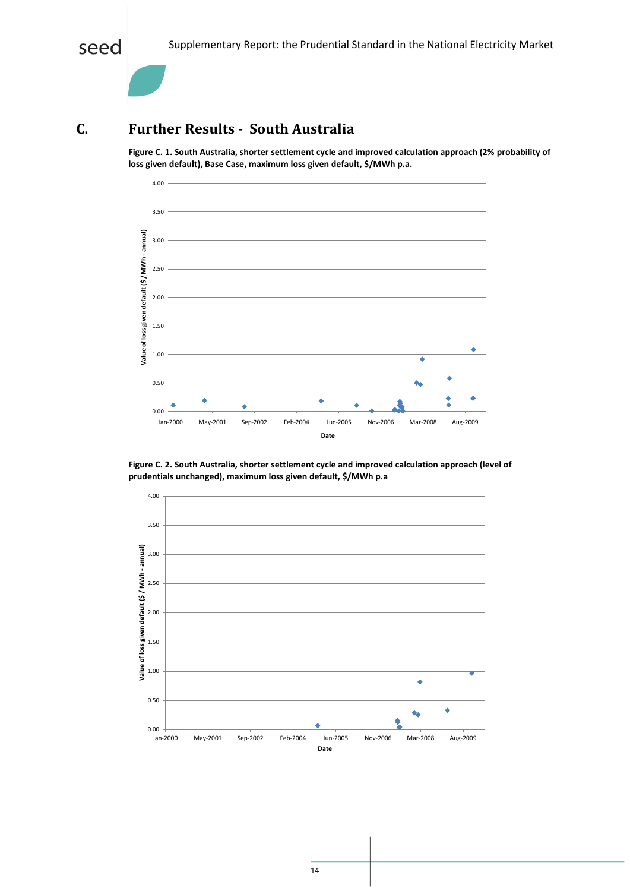# C. Further Results - South Australia

**Figure C. 1. South Australia, shorter settlement cycle and improved calculation approach (2% probability of loss given default), Base Case, maximum loss given default, $/MWh p.a.**

**Figure C. 2. South Australia, shorter settlement cycle and improved calculation approach (level of prudentials unchanged), maximum loss given default, $/MWh p.a**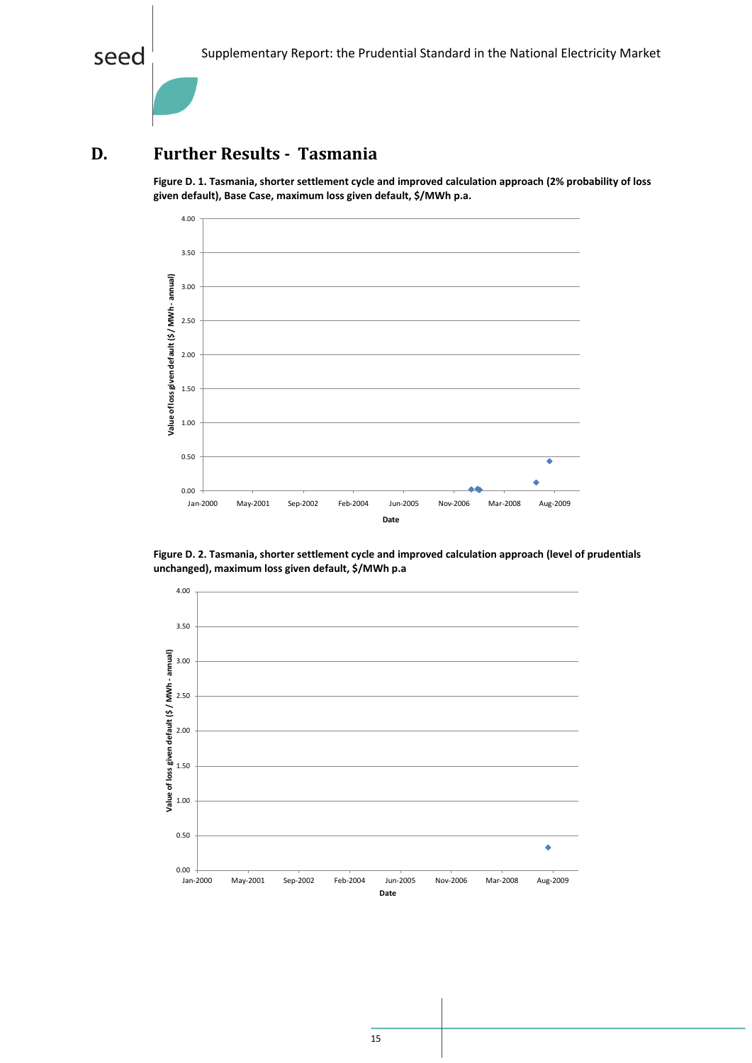# D. Further Results - Tasmania

**Figure D. 1. Tasmania, shorter settlement cycle and improved calculation approach (2% probability of loss given default), Base Case, maximum loss given default, $/MWh p.a.**

Value of loss given default ($ / MWh - annual)

4.00
3.50
3.00
2.50
2.00
1.50
1.00
0.50
0.00

Jan-2000 May-2001 Sep-2002 Feb-2004 Jun-2005 Nov-2006 Mar-2008 Aug-2009

Date

**Figure D. 2. Tasmania, shorter settlement cycle and improved calculation approach (level of prudentials unchanged), maximum loss given default, $/MWh p.a**

Value of loss given default ($ / MWh - annual)

4.00
3.50
3.00
2.50
2.00
1.50
1.00
0.50
0.00

Jan-2000 May-2001 Sep-2002 Feb-2004 Jun-2005 Nov-2006 Mar-2008 Aug-2009

Date